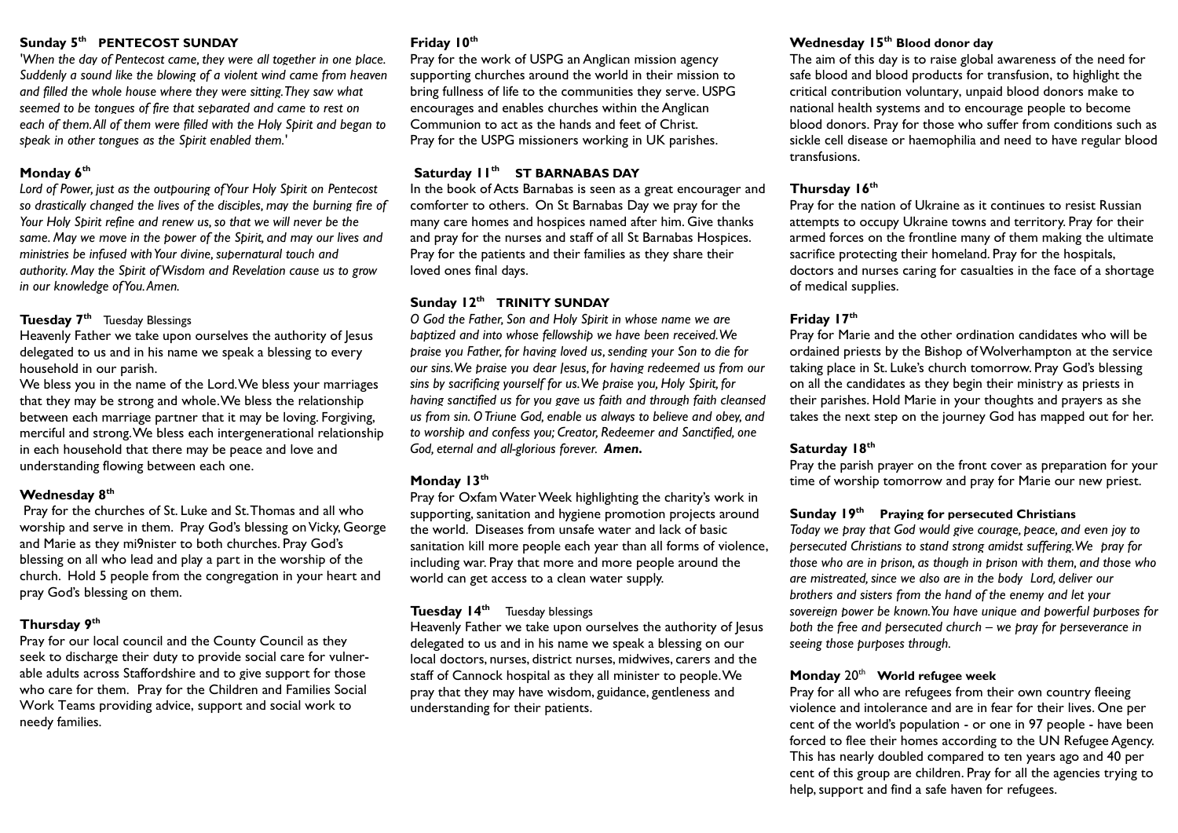**Sunday 5th PENTECOST SUNDAY**

*'When the day of Pentecost came, they were all together in one place. Suddenly a sound like the blowing of a violent wind came from heaven and filled the whole house where they were sitting. They saw what seemed to be tongues of fire that separated and came to rest on each of them. All of them were filled with the Holy Spirit and began to speak in other tongues as the Spirit enabled them.'*

**Monday 6th**

*Lord of Power, just as the outpouring of Your Holy Spirit on Pentecost so drastically changed the lives of the disciples, may the burning fire of Your Holy Spirit refine and renew us, so that we will never be the same. May we move in the power of the Spirit, and may our lives and ministries be infused with Your divine, supernatural touch and authority. May the Spirit of Wisdom and Revelation cause us to grow in our knowledge of You. Amen.*

**Tuesday 7th** Tuesday Blessings

Heavenly Father we take upon ourselves the authority of Jesus delegated to us and in his name we speak a blessing to every household in our parish.

We bless you in the name of the Lord. We bless your marriages that they may be strong and whole. We bless the relationship between each marriage partner that it may be loving. Forgiving, merciful and strong. We bless each intergenerational relationship in each household that there may be peace and love and understanding flowing between each one.

**Wednesday 8th**

Pray for the churches of St. Luke and St. Thomas and all who worship and serve in them. Pray God's blessing on Vicky, George and Marie as they mi9nister to both churches. Pray God's blessing on all who lead and play a part in the worship of the church. Hold 5 people from the congregation in your heart and pray God's blessing on them.

**Thursday 9th**

Pray for our local council and the County Council as they seek to discharge their duty to provide social care for vulnerable adults across Staffordshire and to give support for those who care for them. Pray for the Children and Families Social Work Teams providing advice, support and social work to needy families.

**Friday 10th**

Pray for the work of USPG an Anglican mission agency supporting churches around the world in their mission to bring fullness of life to the communities they serve. USPG encourages and enables churches within the Anglican Communion to act as the hands and feet of Christ.
Pray for the USPG missioners working in UK parishes.

**Saturday 11th ST BARNABAS DAY**

In the book of Acts Barnabas is seen as a great encourager and comforter to others. On St Barnabas Day we pray for the many care homes and hospices named after him. Give thanks and pray for the nurses and staff of all St Barnabas Hospices. Pray for the patients and their families as they share their loved ones final days.

**Sunday 12th TRINITY SUNDAY**

*O God the Father, Son and Holy Spirit in whose name we are baptized and into whose fellowship we have been received. We praise you Father, for having loved us, sending your Son to die for our sins. We praise you dear Jesus, for having redeemed us from our sins by sacrificing yourself for us. We praise you, Holy Spirit, for having sanctified us for you gave us faith and through faith cleansed us from sin. O Triune God, enable us always to believe and obey, and to worship and confess you; Creator, Redeemer and Sanctified, one God, eternal and all-glorious forever.* ***Amen.***

**Monday 13th**

Pray for Oxfam Water Week highlighting the charity's work in supporting, sanitation and hygiene promotion projects around the world. Diseases from unsafe water and lack of basic sanitation kill more people each year than all forms of violence, including war. Pray that more and more people around the world can get access to a clean water supply.

**Tuesday 14th** Tuesday blessings

Heavenly Father we take upon ourselves the authority of Jesus delegated to us and in his name we speak a blessing on our local doctors, nurses, district nurses, midwives, carers and the staff of Cannock hospital as they all minister to people. We pray that they may have wisdom, guidance, gentleness and understanding for their patients.

**Wednesday 15th Blood donor day**

The aim of this day is to raise global awareness of the need for safe blood and blood products for transfusion, to highlight the critical contribution voluntary, unpaid blood donors make to national health systems and to encourage people to become blood donors. Pray for those who suffer from conditions such as sickle cell disease or haemophilia and need to have regular blood transfusions.

**Thursday 16th**

Pray for the nation of Ukraine as it continues to resist Russian attempts to occupy Ukraine towns and territory. Pray for their armed forces on the frontline many of them making the ultimate sacrifice protecting their homeland. Pray for the hospitals, doctors and nurses caring for casualties in the face of a shortage of medical supplies.

**Friday 17th**

Pray for Marie and the other ordination candidates who will be ordained priests by the Bishop of Wolverhampton at the service taking place in St. Luke's church tomorrow. Pray God's blessing on all the candidates as they begin their ministry as priests in their parishes. Hold Marie in your thoughts and prayers as she takes the next step on the journey God has mapped out for her.

**Saturday 18th**

Pray the parish prayer on the front cover as preparation for your time of worship tomorrow and pray for Marie our new priest.

**Sunday 19th Praying for persecuted Christians**

*Today we pray that God would give courage, peace, and even joy to persecuted Christians to stand strong amidst suffering. We pray for those who are in prison, as though in prison with them, and those who are mistreated, since we also are in the body Lord, deliver our brothers and sisters from the hand of the enemy and let your sovereign power be known. You have unique and powerful purposes for both the free and persecuted church – we pray for perseverance in seeing those purposes through.*

**Monday 20th World refugee week**

Pray for all who are refugees from their own country fleeing violence and intolerance and are in fear for their lives. One per cent of the world's population - or one in 97 people - have been forced to flee their homes according to the UN Refugee Agency. This has nearly doubled compared to ten years ago and 40 per cent of this group are children. Pray for all the agencies trying to help, support and find a safe haven for refugees.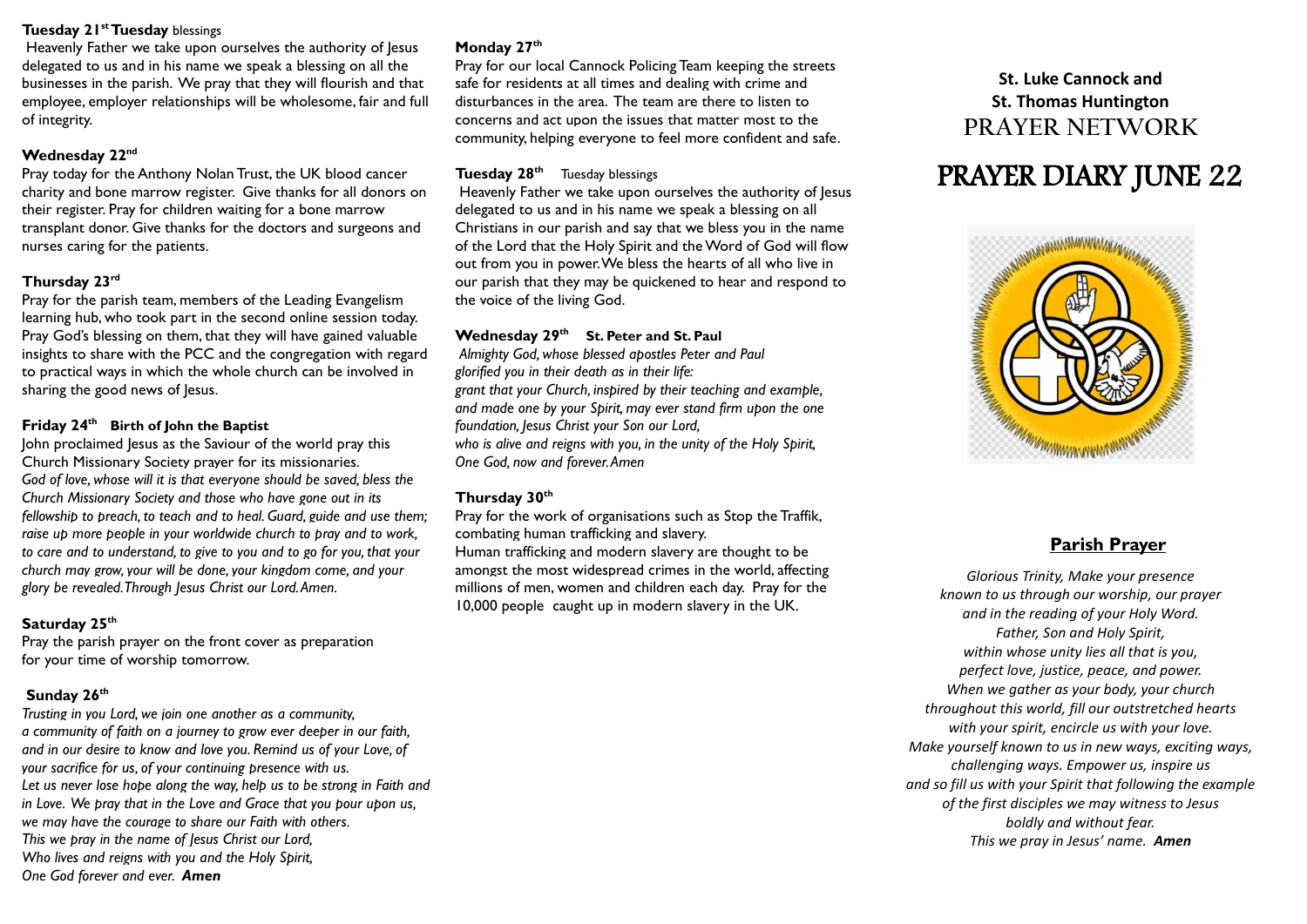**Tuesday 21st Tuesday** blessings

Heavenly Father we take upon ourselves the authority of Jesus delegated to us and in his name we speak a blessing on all the businesses in the parish. We pray that they will flourish and that employee, employer relationships will be wholesome, fair and full of integrity.

**Wednesday 22nd**

Pray today for the Anthony Nolan Trust, the UK blood cancer charity and bone marrow register. Give thanks for all donors on their register. Pray for children waiting for a bone marrow transplant donor. Give thanks for the doctors and surgeons and nurses caring for the patients.

**Thursday 23rd**

Pray for the parish team, members of the Leading Evangelism learning hub, who took part in the second online session today. Pray God's blessing on them, that they will have gained valuable insights to share with the PCC and the congregation with regard to practical ways in which the whole church can be involved in sharing the good news of Jesus.

**Friday 24th Birth of John the Baptist**

John proclaimed Jesus as the Saviour of the world pray this Church Missionary Society prayer for its missionaries.
*God of love, whose will it is that everyone should be saved, bless the Church Missionary Society and those who have gone out in its fellowship to preach, to teach and to heal. Guard, guide and use them; raise up more people in your worldwide church to pray and to work, to care and to understand, to give to you and to go for you, that your church may grow, your will be done, your kingdom come, and your glory be revealed. Through Jesus Christ our Lord. Amen.*

**Saturday 25th**

Pray the parish prayer on the front cover as preparation for your time of worship tomorrow.

**Sunday 26th**

*Trusting in you Lord, we join one another as a community,*
*a community of faith on a journey to grow ever deeper in our faith, and in our desire to know and love you. Remind us of your Love, of your sacrifice for us, of your continuing presence with us.*
*Let us never lose hope along the way, help us to be strong in Faith and in Love. We pray that in the Love and Grace that you pour upon us, we may have the courage to share our Faith with others.*
*This we pray in the name of Jesus Christ our Lord,*
*Who lives and reigns with you and the Holy Spirit,*
*One God forever and ever.* ***Amen***

**Monday 27th**

Pray for our local Cannock Policing Team keeping the streets safe for residents at all times and dealing with crime and disturbances in the area. The team are there to listen to concerns and act upon the issues that matter most to the community, helping everyone to feel more confident and safe.

**Tuesday 28th** Tuesday blessings

Heavenly Father we take upon ourselves the authority of Jesus delegated to us and in his name we speak a blessing on all Christians in our parish and say that we bless you in the name of the Lord that the Holy Spirit and the Word of God will flow out from you in power. We bless the hearts of all who live in our parish that they may be quickened to hear and respond to the voice of the living God.

**Wednesday 29th St. Peter and St. Paul**

*Almighty God, whose blessed apostles Peter and Paul*
*glorified you in their death as in their life:*
*grant that your Church, inspired by their teaching and example, and made one by your Spirit, may ever stand firm upon the one foundation, Jesus Christ your Son our Lord,*
*who is alive and reigns with you, in the unity of the Holy Spirit, One God, now and forever. Amen*

**Thursday 30th**

Pray for the work of organisations such as Stop the Traffik, combating human trafficking and slavery.
Human trafficking and modern slavery are thought to be amongst the most widespread crimes in the world, affecting millions of men, women and children each day. Pray for the 10,000 people caught up in modern slavery in the UK.

**St. Luke Cannock and St. Thomas Huntington**
PRAYER NETWORK

# PRAYER DIARY JUNE 22

## Parish Prayer

*Glorious Trinity, Make your presence*
*known to us through our worship, our prayer*
*and in the reading of your Holy Word.*
*Father, Son and Holy Spirit,*
*within whose unity lies all that is you,*
*perfect love, justice, peace, and power.*
*When we gather as your body, your church*
*throughout this world, fill our outstretched hearts*
*with your spirit, encircle us with your love.*
*Make yourself known to us in new ways, exciting ways,*
*challenging ways. Empower us, inspire us*
*and so fill us with your Spirit that following the example*
*of the first disciples we may witness to Jesus*
*boldly and without fear.*
*This we pray in Jesus' name.* ***Amen***